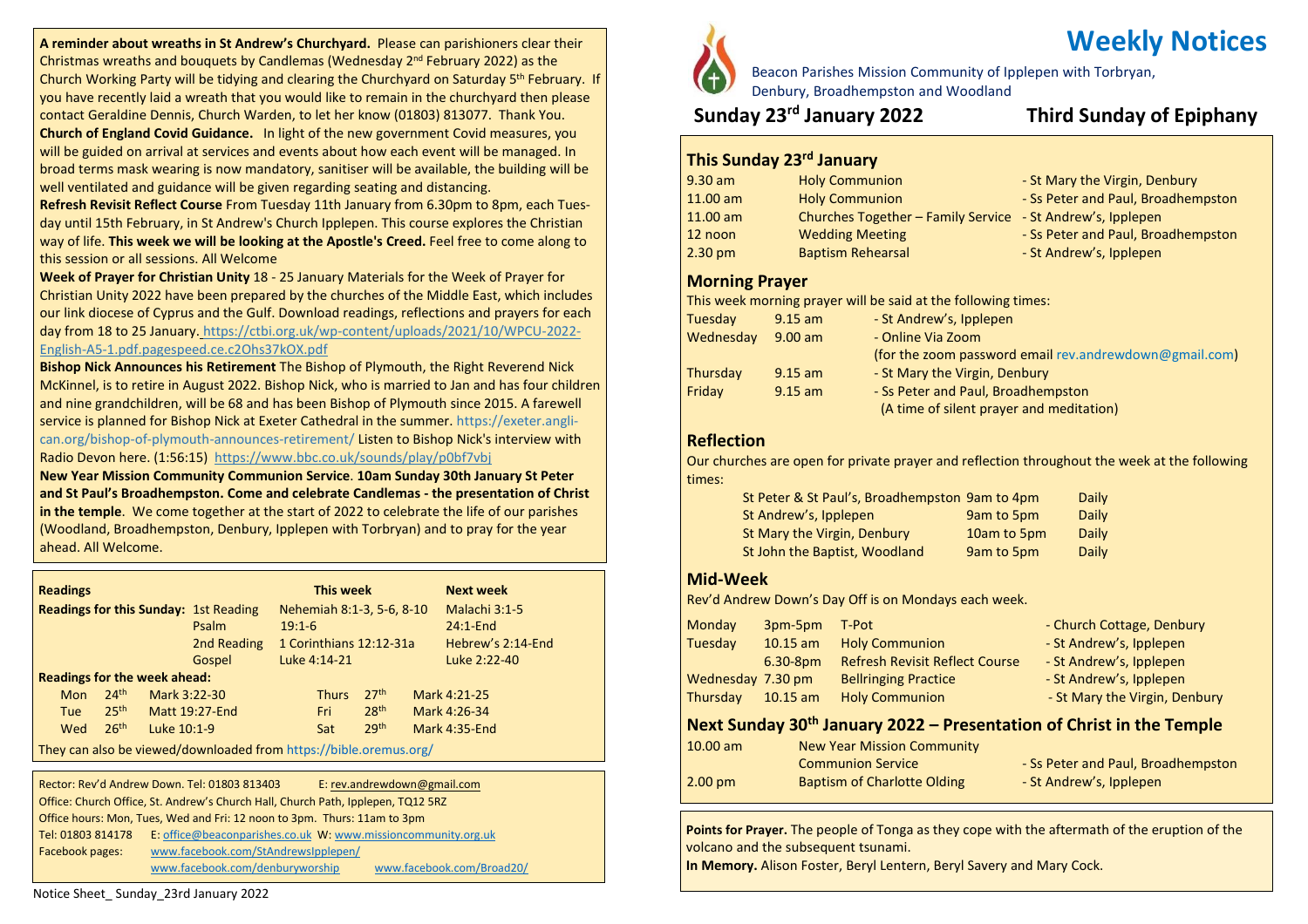# Weekly Notices

Beacon Parishes Mission Community of Ipplepen with Torbryan, Denbury, Broadhempston and Woodland

## Sunday 23rd January 2022 — Third Sunday of Epiphany

### This Sunday 23rd January

| | | |
|---|---|---|
| 9.30 am | Holy Communion | - St Mary the Virgin, Denbury |
| 11.00 am | Holy Communion | - Ss Peter and Paul, Broadhempston |
| 11.00 am | Churches Together – Family Service | - St Andrew's, Ipplepen |
| 12 noon | Wedding Meeting | - Ss Peter and Paul, Broadhempston |
| 2.30 pm | Baptism Rehearsal | - St Andrew's, Ipplepen |

### Morning Prayer

This week morning prayer will be said at the following times:

| | | |
|---|---|---|
| Tuesday | 9.15 am | - St Andrew's, Ipplepen |
| Wednesday | 9.00 am | - Online Via Zoom (for the zoom password email rev.andrewdown@gmail.com) |
| Thursday | 9.15 am | - St Mary the Virgin, Denbury |
| Friday | 9.15 am | - Ss Peter and Paul, Broadhempston (A time of silent prayer and meditation) |

### Reflection

Our churches are open for private prayer and reflection throughout the week at the following times:

| | | |
|---|---|---|
| St Peter & St Paul's, Broadhempston | 9am to 4pm | Daily |
| St Andrew's, Ipplepen | 9am to 5pm | Daily |
| St Mary the Virgin, Denbury | 10am to 5pm | Daily |
| St John the Baptist, Woodland | 9am to 5pm | Daily |

### Mid-Week

Rev'd Andrew Down's Day Off is on Mondays each week.

| | | | |
|---|---|---|---|
| Monday | 3pm-5pm | T-Pot | - Church Cottage, Denbury |
| Tuesday | 10.15 am | Holy Communion | - St Andrew's, Ipplepen |
| | 6.30-8pm | Refresh Revisit Reflect Course | - St Andrew's, Ipplepen |
| Wednesday | 7.30 pm | Bellringing Practice | - St Andrew's, Ipplepen |
| Thursday | 10.15 am | Holy Communion | - St Mary the Virgin, Denbury |

### Next Sunday 30th January 2022 – Presentation of Christ in the Temple

| | | |
|---|---|---|
| 10.00 am | New Year Mission Community Communion Service | - Ss Peter and Paul, Broadhempston |
| 2.00 pm | Baptism of Charlotte Olding | - St Andrew's, Ipplepen |

**Points for Prayer.** The people of Tonga as they cope with the aftermath of the eruption of the volcano and the subsequent tsunami.

**In Memory.** Alison Foster, Beryl Lentern, Beryl Savery and Mary Cock.

---

**A reminder about wreaths in St Andrew's Churchyard.** Please can parishioners clear their Christmas wreaths and bouquets by Candlemas (Wednesday 2nd February 2022) as the Church Working Party will be tidying and clearing the Churchyard on Saturday 5th February. If you have recently laid a wreath that you would like to remain in the churchyard then please contact Geraldine Dennis, Church Warden, to let her know (01803) 813077. Thank You.

**Church of England Covid Guidance.** In light of the new government Covid measures, you will be guided on arrival at services and events about how each event will be managed. In broad terms mask wearing is now mandatory, sanitiser will be available, the building will be well ventilated and guidance will be given regarding seating and distancing.

**Refresh Revisit Reflect Course** From Tuesday 11th January from 6.30pm to 8pm, each Tuesday until 15th February, in St Andrew's Church Ipplepen. This course explores the Christian way of life. **This week we will be looking at the Apostle's Creed.** Feel free to come along to this session or all sessions. All Welcome

**Week of Prayer for Christian Unity** 18 - 25 January Materials for the Week of Prayer for Christian Unity 2022 have been prepared by the churches of the Middle East, which includes our link diocese of Cyprus and the Gulf. Download readings, reflections and prayers for each day from 18 to 25 January. https://ctbi.org.uk/wp-content/uploads/2021/10/WPCU-2022-English-A5-1.pdf.pagespeed.ce.c2Ohs37kOX.pdf

**Bishop Nick Announces his Retirement** The Bishop of Plymouth, the Right Reverend Nick McKinnel, is to retire in August 2022. Bishop Nick, who is married to Jan and has four children and nine grandchildren, will be 68 and has been Bishop of Plymouth since 2015. A farewell service is planned for Bishop Nick at Exeter Cathedral in the summer. https://exeter.anglican.org/bishop-of-plymouth-announces-retirement/ Listen to Bishop Nick's interview with Radio Devon here. (1:56:15) https://www.bbc.co.uk/sounds/play/p0bf7vbj

**New Year Mission Community Communion Service**. **10am Sunday 30th January St Peter and St Paul's Broadhempston. Come and celebrate Candlemas - the presentation of Christ in the temple**. We come together at the start of 2022 to celebrate the life of our parishes (Woodland, Broadhempston, Denbury, Ipplepen with Torbryan) and to pray for the year ahead. All Welcome.

### Readings

| Readings for this Sunday: | | This week | Next week |
|---|---|---|---|
| | 1st Reading | Nehemiah 8:1-3, 5-6, 8-10 | Malachi 3:1-5 |
| | Psalm | 19:1-6 | 24:1-End |
| | 2nd Reading | 1 Corinthians 12:12-31a | Hebrew's 2:14-End |
| | Gospel | Luke 4:14-21 | Luke 2:22-40 |

**Readings for the week ahead:**

| | | | | | |
|---|---|---|---|---|---|
| Mon | 24th | Mark 3:22-30 | Thurs | 27th | Mark 4:21-25 |
| Tue | 25th | Matt 19:27-End | Fri | 28th | Mark 4:26-34 |
| Wed | 26th | Luke 10:1-9 | Sat | 29th | Mark 4:35-End |

They can also be viewed/downloaded from https://bible.oremus.org/

Rector: Rev'd Andrew Down. Tel: 01803 813403 E: rev.andrewdown@gmail.com
Office: Church Office, St. Andrew's Church Hall, Church Path, Ipplepen, TQ12 5RZ
Office hours: Mon, Tues, Wed and Fri: 12 noon to 3pm. Thurs: 11am to 3pm
Tel: 01803 814178 E: office@beaconparishes.co.uk W: www.missioncommunity.org.uk
Facebook pages: www.facebook.com/StAndrewsIpplepen/ www.facebook.com/denburyworship www.facebook.com/Broad20/

Notice Sheet_ Sunday_23rd January 2022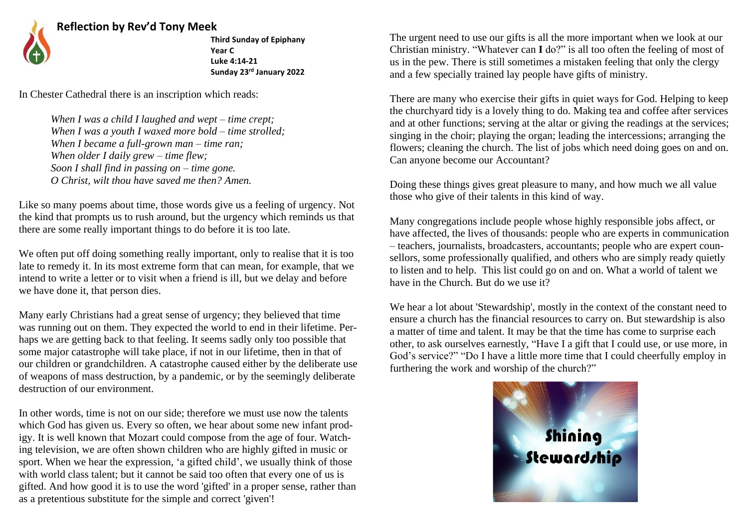## Reflection by Rev'd Tony Meek

**Third Sunday of Epiphany**
**Year C**
**Luke 4:14-21**
**Sunday 23rd January 2022**

In Chester Cathedral there is an inscription which reads:

> *When I was a child I laughed and wept – time crept;*
> *When I was a youth I waxed more bold – time strolled;*
> *When I became a full-grown man – time ran;*
> *When older I daily grew – time flew;*
> *Soon I shall find in passing on – time gone.*
> *O Christ, wilt thou have saved me then? Amen.*

Like so many poems about time, those words give us a feeling of urgency. Not the kind that prompts us to rush around, but the urgency which reminds us that there are some really important things to do before it is too late.

We often put off doing something really important, only to realise that it is too late to remedy it. In its most extreme form that can mean, for example, that we intend to write a letter or to visit when a friend is ill, but we delay and before we have done it, that person dies.

Many early Christians had a great sense of urgency; they believed that time was running out on them. They expected the world to end in their lifetime. Perhaps we are getting back to that feeling. It seems sadly only too possible that some major catastrophe will take place, if not in our lifetime, then in that of our children or grandchildren. A catastrophe caused either by the deliberate use of weapons of mass destruction, by a pandemic, or by the seemingly deliberate destruction of our environment.

In other words, time is not on our side; therefore we must use now the talents which God has given us. Every so often, we hear about some new infant prodigy. It is well known that Mozart could compose from the age of four. Watching television, we are often shown children who are highly gifted in music or sport. When we hear the expression, 'a gifted child', we usually think of those with world class talent; but it cannot be said too often that every one of us is gifted. And how good it is to use the word 'gifted' in a proper sense, rather than as a pretentious substitute for the simple and correct 'given'!

The urgent need to use our gifts is all the more important when we look at our Christian ministry. "Whatever can **I** do?" is all too often the feeling of most of us in the pew. There is still sometimes a mistaken feeling that only the clergy and a few specially trained lay people have gifts of ministry.

There are many who exercise their gifts in quiet ways for God. Helping to keep the churchyard tidy is a lovely thing to do. Making tea and coffee after services and at other functions; serving at the altar or giving the readings at the services; singing in the choir; playing the organ; leading the intercessions; arranging the flowers; cleaning the church. The list of jobs which need doing goes on and on. Can anyone become our Accountant?

Doing these things gives great pleasure to many, and how much we all value those who give of their talents in this kind of way.

Many congregations include people whose highly responsible jobs affect, or have affected, the lives of thousands: people who are experts in communication – teachers, journalists, broadcasters, accountants; people who are expert counsellors, some professionally qualified, and others who are simply ready quietly to listen and to help. This list could go on and on. What a world of talent we have in the Church. But do we use it?

We hear a lot about 'Stewardship', mostly in the context of the constant need to ensure a church has the financial resources to carry on. But stewardship is also a matter of time and talent. It may be that the time has come to surprise each other, to ask ourselves earnestly, "Have I a gift that I could use, or use more, in God's service?" "Do I have a little more time that I could cheerfully employ in furthering the work and worship of the church?"

Shining Stewardship